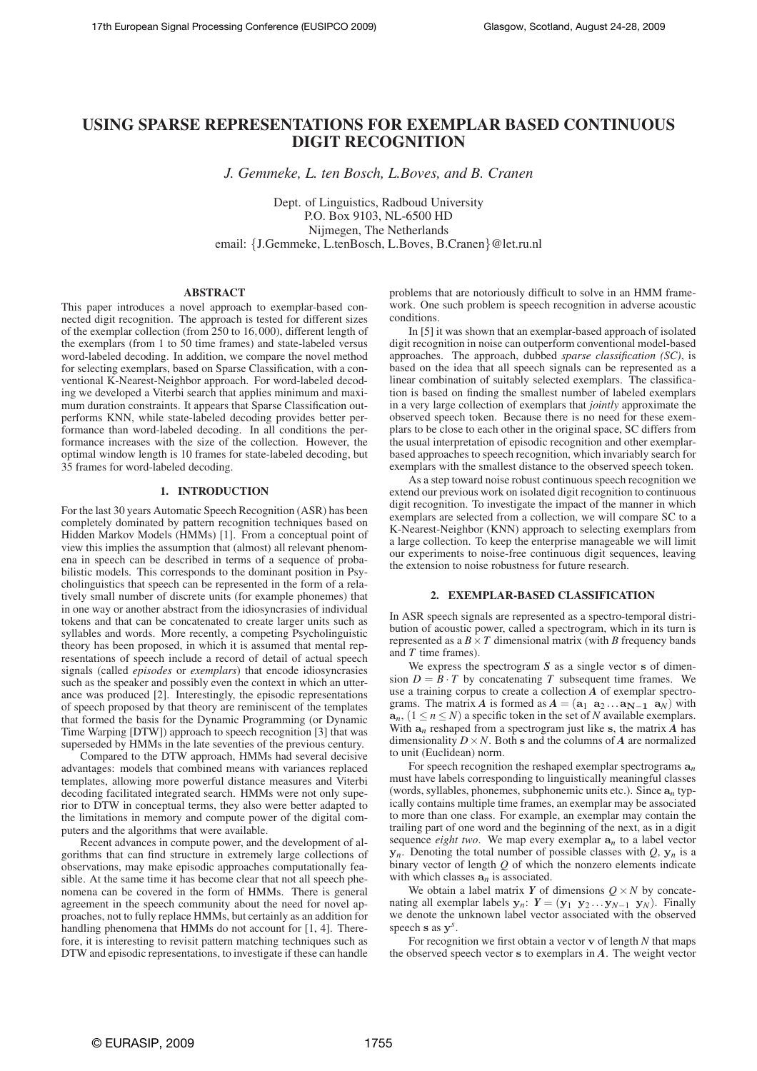# USING SPARSE REPRESENTATIONS FOR EXEMPLAR BASED CONTINUOUS DIGIT RECOGNITION

*J. Gemmeke, L. ten Bosch, L.Boves, and B. Cranen*

Dept. of Linguistics, Radboud University
P.O. Box 9103, NL-6500 HD
Nijmegen, The Netherlands
email: {J.Gemmeke, L.tenBosch, L.Boves, B.Cranen}@let.ru.nl

## ABSTRACT

This paper introduces a novel approach to exemplar-based connected digit recognition. The approach is tested for different sizes of the exemplar collection (from 250 to 16,000), different length of the exemplars (from 1 to 50 time frames) and state-labeled versus word-labeled decoding. In addition, we compare the novel method for selecting exemplars, based on Sparse Classification, with a conventional K-Nearest-Neighbor approach. For word-labeled decoding we developed a Viterbi search that applies minimum and maximum duration constraints. It appears that Sparse Classification outperforms KNN, while state-labeled decoding provides better performance than word-labeled decoding. In all conditions the performance increases with the size of the collection. However, the optimal window length is 10 frames for state-labeled decoding, but 35 frames for word-labeled decoding.

## 1. INTRODUCTION

For the last 30 years Automatic Speech Recognition (ASR) has been completely dominated by pattern recognition techniques based on Hidden Markov Models (HMMs) [1]. From a conceptual point of view this implies the assumption that (almost) all relevant phenomena in speech can be described in terms of a sequence of probabilistic models. This corresponds to the dominant position in Psycholinguistics that speech can be represented in the form of a relatively small number of discrete units (for example phonemes) that in one way or another abstract from the idiosyncrasies of individual tokens and that can be concatenated to create larger units such as syllables and words. More recently, a competing Psycholinguistic theory has been proposed, in which it is assumed that mental representations of speech include a record of detail of actual speech signals (called *episodes* or *exemplars*) that encode idiosyncrasies such as the speaker and possibly even the context in which an utterance was produced [2]. Interestingly, the episodic representations of speech proposed by that theory are reminiscent of the templates that formed the basis for the Dynamic Programming (or Dynamic Time Warping [DTW]) approach to speech recognition [3] that was superseded by HMMs in the late seventies of the previous century.

Compared to the DTW approach, HMMs had several decisive advantages: models that combined means with variances replaced templates, allowing more powerful distance measures and Viterbi decoding facilitated integrated search. HMMs were not only superior to DTW in conceptual terms, they also were better adapted to the limitations in memory and compute power of the digital computers and the algorithms that were available.

Recent advances in compute power, and the development of algorithms that can find structure in extremely large collections of observations, may make episodic approaches computationally feasible. At the same time it has become clear that not all speech phenomena can be covered in the form of HMMs. There is general agreement in the speech community about the need for novel approaches, not to fully replace HMMs, but certainly as an addition for handling phenomena that HMMs do not account for [1, 4]. Therefore, it is interesting to revisit pattern matching techniques such as DTW and episodic representations, to investigate if these can handle problems that are notoriously difficult to solve in an HMM framework. One such problem is speech recognition in adverse acoustic conditions.

In [5] it was shown that an exemplar-based approach of isolated digit recognition in noise can outperform conventional model-based approaches. The approach, dubbed *sparse classification (SC)*, is based on the idea that all speech signals can be represented as a linear combination of suitably selected exemplars. The classification is based on finding the smallest number of labeled exemplars in a very large collection of exemplars that *jointly* approximate the observed speech token. Because there is no need for these exemplars to be close to each other in the original space, SC differs from the usual interpretation of episodic recognition and other exemplar-based approaches to speech recognition, which invariably search for exemplars with the smallest distance to the observed speech token.

As a step toward noise robust continuous speech recognition we extend our previous work on isolated digit recognition to continuous digit recognition. To investigate the impact of the manner in which exemplars are selected from a collection, we will compare SC to a K-Nearest-Neighbor (KNN) approach to selecting exemplars from a large collection. To keep the enterprise manageable we will limit our experiments to noise-free continuous digit sequences, leaving the extension to noise robustness for future research.

## 2. EXEMPLAR-BASED CLASSIFICATION

In ASR speech signals are represented as a spectro-temporal distribution of acoustic power, called a spectrogram, which in its turn is represented as a $B \times T$ dimensional matrix (with $B$ frequency bands and $T$ time frames).

We express the spectrogram $\boldsymbol{S}$ as a single vector $\mathbf{s}$ of dimension $D = B \cdot T$ by concatenating $T$ subsequent time frames. We use a training corpus to create a collection $\boldsymbol{A}$ of exemplar spectrograms. The matrix $\boldsymbol{A}$ is formed as $\boldsymbol{A} = (\mathbf{a}_1\ \mathbf{a}_2 \ldots \mathbf{a}_{N-1}\ \mathbf{a}_N)$ with $\mathbf{a}_n$, $(1 \le n \le N)$ a specific token in the set of $N$ available exemplars. With $\mathbf{a}_n$ reshaped from a spectrogram just like $\mathbf{s}$, the matrix $\boldsymbol{A}$ has dimensionality $D \times N$. Both $\mathbf{s}$ and the columns of $\boldsymbol{A}$ are normalized to unit (Euclidean) norm.

For speech recognition the reshaped exemplar spectrograms $\mathbf{a}_n$ must have labels corresponding to linguistically meaningful classes (words, syllables, phonemes, subphonemic units etc.). Since $\mathbf{a}_n$ typically contains multiple time frames, an exemplar may be associated to more than one class. For example, an exemplar may contain the trailing part of one word and the beginning of the next, as in a digit sequence *eight two*. We map every exemplar $\mathbf{a}_n$ to a label vector $\mathbf{y}_n$. Denoting the total number of possible classes with $Q$, $\mathbf{y}_n$ is a binary vector of length $Q$ of which the nonzero elements indicate with which classes $\mathbf{a}_n$ is associated.

We obtain a label matrix $\boldsymbol{Y}$ of dimensions $Q \times N$ by concatenating all exemplar labels $\mathbf{y}_n$: $\boldsymbol{Y} = (\mathbf{y}_1\ \mathbf{y}_2 \ldots \mathbf{y}_{N-1}\ \mathbf{y}_N)$. Finally we denote the unknown label vector associated with the observed speech $\mathbf{s}$ as $\mathbf{y}^s$.

For recognition we first obtain a vector $\mathbf{v}$ of length $N$ that maps the observed speech vector $\mathbf{s}$ to exemplars in $\boldsymbol{A}$. The weight vector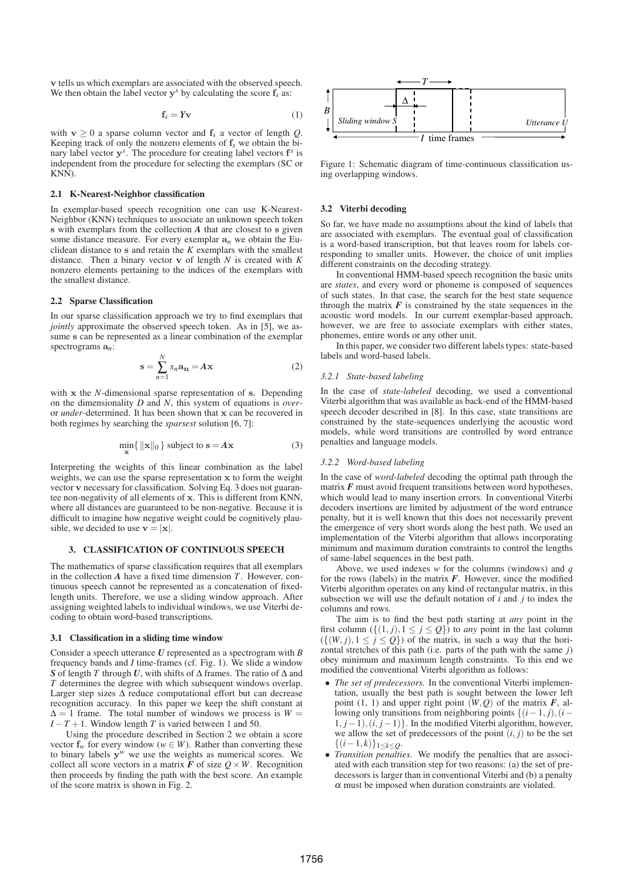$\mathbf{v}$ tells us which exemplars are associated with the observed speech. We then obtain the label vector $\mathbf{y}^s$ by calculating the score $\mathbf{f}_s$ as:

$$\mathbf{f}_s = \boldsymbol{Y}\mathbf{v} \tag{1}$$

with $\mathbf{v} \geq 0$ a sparse column vector and $\mathbf{f}_s$ a vector of length $Q$. Keeping track of only the nonzero elements of $\mathbf{f}_s$ we obtain the binary label vector $\mathbf{y}^s$. The procedure for creating label vectors $\mathbf{f}^s$ is independent from the procedure for selecting the exemplars (SC or KNN).

### 2.1 K-Nearest-Neighbor classification

In exemplar-based speech recognition one can use K-Nearest-Neighbor (KNN) techniques to associate an unknown speech token $\mathbf{s}$ with exemplars from the collection $\boldsymbol{A}$ that are closest to $\mathbf{s}$ given some distance measure. For every exemplar $\mathbf{a}_n$ we obtain the Euclidean distance to $\mathbf{s}$ and retain the $K$ exemplars with the smallest distance. Then a binary vector $\mathbf{v}$ of length $N$ is created with $K$ nonzero elements pertaining to the indices of the exemplars with the smallest distance.

### 2.2 Sparse Classification

In our sparse classification approach we try to find exemplars that *jointly* approximate the observed speech token. As in [5], we assume $\mathbf{s}$ can be represented as a linear combination of the exemplar spectrograms $\mathbf{a}_n$:

$$\mathbf{s} = \sum_{n=1}^{N} x_n \mathbf{a_n} = \boldsymbol{A}\mathbf{x} \tag{2}$$

with $\mathbf{x}$ the $N$-dimensional sparse representation of $\mathbf{s}$. Depending on the dimensionality $D$ and $N$, this system of equations is *over-* or *under*-determined. It has been shown that $\mathbf{x}$ can be recovered in both regimes by searching the *sparsest* solution [6, 7]:

$$\min_{\mathbf{x}} \{ \|\mathbf{x}\|_0 \} \text{ subject to } \mathbf{s} = \boldsymbol{A}\mathbf{x} \tag{3}$$

Interpreting the weights of this linear combination as the label weights, we can use the sparse representation $\mathbf{x}$ to form the weight vector $\mathbf{v}$ necessary for classification. Solving Eq. 3 does not guarantee non-negativity of all elements of $\mathbf{x}$. This is different from KNN, where all distances are guaranteed to be non-negative. Because it is difficult to imagine how negative weight could be cognitively plausible, we decided to use $\mathbf{v} = |\mathbf{x}|$.

## 3. CLASSIFICATION OF CONTINUOUS SPEECH

The mathematics of sparse classification requires that all exemplars in the collection $\boldsymbol{A}$ have a fixed time dimension $T$. However, continuous speech cannot be represented as a concatenation of fixed-length units. Therefore, we use a sliding window approach. After assigning weighted labels to individual windows, we use Viterbi decoding to obtain word-based transcriptions.

### 3.1 Classification in a sliding time window

Consider a speech utterance $\boldsymbol{U}$ represented as a spectrogram with $B$ frequency bands and $I$ time-frames (cf. Fig. 1). We slide a window $\boldsymbol{S}$ of length $T$ through $\boldsymbol{U}$, with shifts of $\Delta$ frames. The ratio of $\Delta$ and $T$ determines the degree with which subsequent windows overlap. Larger step sizes $\Delta$ reduce computational effort but can decrease recognition accuracy. In this paper we keep the shift constant at $\Delta = 1$ frame. The total number of windows we process is $W = I - T + 1$. Window length $T$ is varied between 1 and 50.

Using the procedure described in Section 2 we obtain a score vector $\mathbf{f}_w$ for every window ($w \in W$). Rather than converting these to binary labels $\mathbf{y}^w$ we use the weights as numerical scores. We collect all score vectors in a matrix $\boldsymbol{F}$ of size $Q \times W$. Recognition then proceeds by finding the path with the best score. An example of the score matrix is shown in Fig. 2.

Figure 1: Schematic diagram of time-continuous classification using overlapping windows.

### 3.2 Viterbi decoding

So far, we have made no assumptions about the kind of labels that are associated with exemplars. The eventual goal of classification is a word-based transcription, but that leaves room for labels corresponding to smaller units. However, the choice of unit implies different constraints on the decoding strategy.

In conventional HMM-based speech recognition the basic units are *states*, and every word or phoneme is composed of sequences of such states. In that case, the search for the best state sequence through the matrix $\boldsymbol{F}$ is constrained by the state sequences in the acoustic word models. In our current exemplar-based approach, however, we are free to associate exemplars with either states, phonemes, entire words or any other unit.

In this paper, we consider two different labels types: state-based labels and word-based labels.

#### 3.2.1 State-based labeling

In the case of *state-labeled* decoding, we used a conventional Viterbi algorithm that was available as back-end of the HMM-based speech decoder described in [8]. In this case, state transitions are constrained by the state-sequences underlying the acoustic word models, while word transitions are controlled by word entrance penalties and language models.

#### 3.2.2 Word-based labeling

In the case of *word-labeled* decoding the optimal path through the matrix $\boldsymbol{F}$ must avoid frequent transitions between word hypotheses, which would lead to many insertion errors. In conventional Viterbi decoders insertions are limited by adjustment of the word entrance penalty, but it is well known that this does not necessarily prevent the emergence of very short words along the best path. We used an implementation of the Viterbi algorithm that allows incorporating minimum and maximum duration constraints to control the lengths of same-label sequences in the best path.

Above, we used indexes $w$ for the columns (windows) and $q$ for the rows (labels) in the matrix $\boldsymbol{F}$. However, since the modified Viterbi algorithm operates on any kind of rectangular matrix, in this subsection we will use the default notation of $i$ and $j$ to index the columns and rows.

The aim is to find the best path starting at *any* point in the first column ($\{(1, j), 1 \leq j \leq Q\}$) to *any* point in the last column ($\{(W, j), 1 \leq j \leq Q\}$) of the matrix, in such a way that the horizontal stretches of this path (i.e. parts of the path with the same $j$) obey minimum and maximum length constraints. To this end we modified the conventional Viterbi algorithm as follows:

- *The set of predecessors.* In the conventional Viterbi implementation, usually the best path is sought between the lower left point (1, 1) and upper right point $(W, Q)$ of the matrix $\boldsymbol{F}$, allowing only transitions from neighboring points $\{(i-1, j), (i-1, j-1), (i, j-1)\}$. In the modified Viterbi algorithm, however, we allow the set of predecessors of the point $(i, j)$ to be the set $\{(i-1, k)\}_{1 \leq k \leq Q}$.
- *Transition penalties.* We modify the penalties that are associated with each transition step for two reasons: (a) the set of predecessors is larger than in conventional Viterbi and (b) a penalty $\alpha$ must be imposed when duration constraints are violated.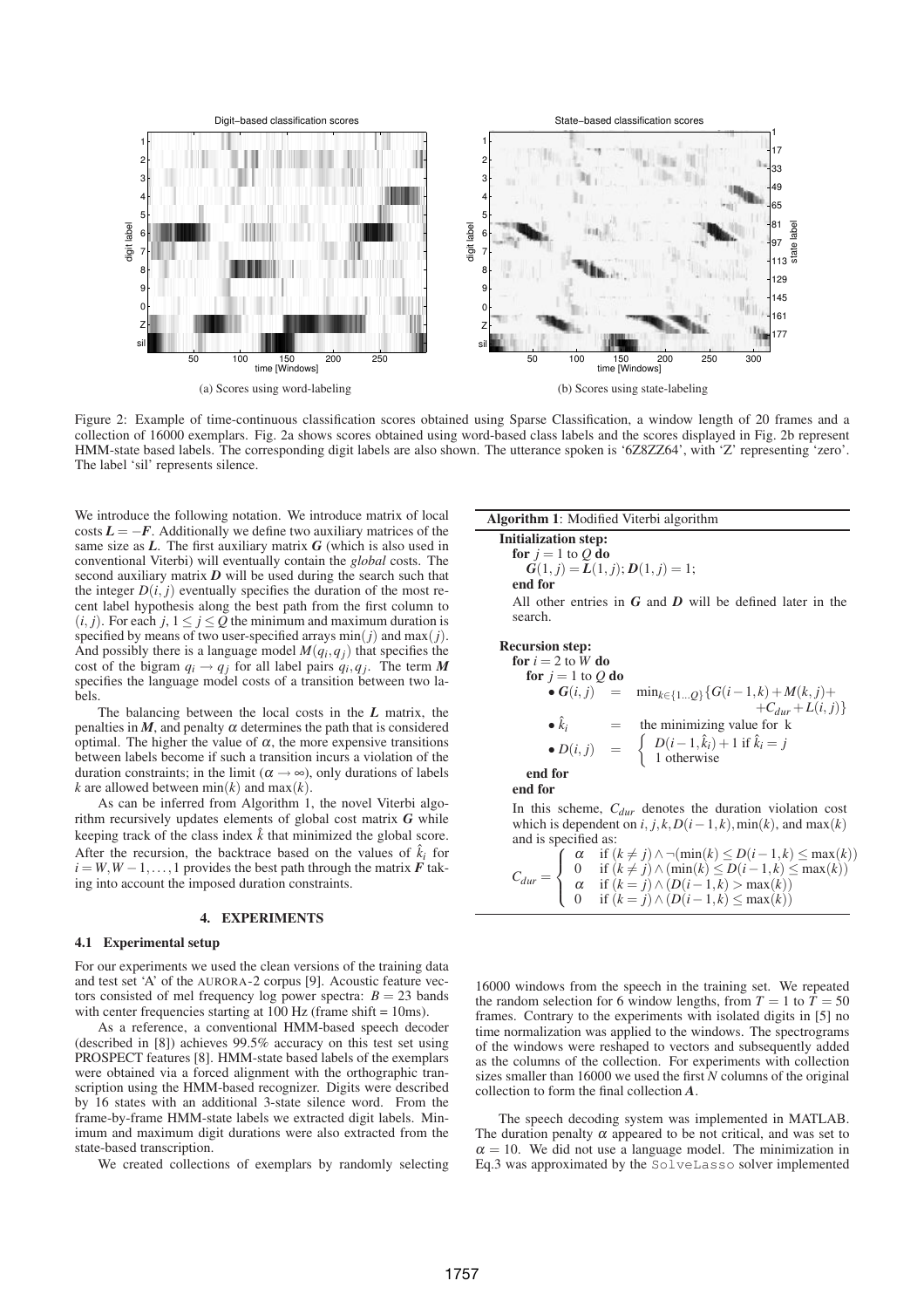(a) Scores using word-labeling

(b) Scores using state-labeling

Figure 2: Example of time-continuous classification scores obtained using Sparse Classification, a window length of 20 frames and a collection of 16000 exemplars. Fig. 2a shows scores obtained using word-based class labels and the scores displayed in Fig. 2b represent HMM-state based labels. The corresponding digit labels are also shown. The utterance spoken is '6Z8ZZ64', with 'Z' representing 'zero'. The label 'sil' represents silence.

We introduce the following notation. We introduce matrix of local costs $\boldsymbol{L} = -\boldsymbol{F}$. Additionally we define two auxiliary matrices of the same size as $\boldsymbol{L}$. The first auxiliary matrix $\boldsymbol{G}$ (which is also used in conventional Viterbi) will eventually contain the *global* costs. The second auxiliary matrix $\boldsymbol{D}$ will be used during the search such that the integer $D(i, j)$ eventually specifies the duration of the most recent label hypothesis along the best path from the first column to $(i, j)$. For each $j$, $1 \le j \le Q$ the minimum and maximum duration is specified by means of two user-specified arrays $\min(j)$ and $\max(j)$. And possibly there is a language model $M(q_i, q_j)$ that specifies the cost of the bigram $q_i \rightarrow q_j$ for all label pairs $q_i, q_j$. The term $\boldsymbol{M}$ specifies the language model costs of a transition between two labels.

The balancing between the local costs in the $\boldsymbol{L}$ matrix, the penalties in $\boldsymbol{M}$, and penalty $\alpha$ determines the path that is considered optimal. The higher the value of $\alpha$, the more expensive transitions between labels become if such a transition incurs a violation of the duration constraints; in the limit ($\alpha \rightarrow \infty$), only durations of labels $k$ are allowed between $\min(k)$ and $\max(k)$.

As can be inferred from Algorithm 1, the novel Viterbi algorithm recursively updates elements of global cost matrix $\boldsymbol{G}$ while keeping track of the class index $\hat{k}$ that minimized the global score. After the recursion, the backtrace based on the values of $\hat{k}_i$ for $i = W, W-1, \ldots, 1$ provides the best path through the matrix $\boldsymbol{F}$ taking into account the imposed duration constraints.

**Algorithm 1**: Modified Viterbi algorithm

**Initialization step:**
**for** $j = 1$ to $Q$ **do**
  $\boldsymbol{G}(1, j) = \boldsymbol{L}(1, j); \boldsymbol{D}(1, j) = 1;$
**end for**
All other entries in $\boldsymbol{G}$ and $\boldsymbol{D}$ will be defined later in the search.

**Recursion step:**
**for** $i = 2$ to $W$ **do**
  **for** $j = 1$ to $Q$ **do**
    • $\boldsymbol{G}(i, j) = \min_{k \in \{1 \ldots Q\}} \{G(i-1, k) + M(k, j) + C_{dur} + L(i, j)\}$
    • $\hat{k}_i$ = the minimizing value for k
    • $D(i, j) = \begin{cases} D(i-1, \hat{k}_i) + 1 & \text{if } \hat{k}_i = j \\ 1 & \text{otherwise} \end{cases}$
  **end for**
**end for**

In this scheme, $C_{dur}$ denotes the duration violation cost which is dependent on $i, j, k, D(i-1, k), \min(k)$, and $\max(k)$ and is specified as:

$$C_{dur} = \begin{cases} \alpha & \text{if } (k \neq j) \wedge \neg(\min(k) \le D(i-1, k) \le \max(k)) \\ 0 & \text{if } (k \neq j) \wedge (\min(k) \le D(i-1, k) \le \max(k)) \\ \alpha & \text{if } (k = j) \wedge (D(i-1, k) > \max(k)) \\ 0 & \text{if } (k = j) \wedge (D(i-1, k) \le \max(k)) \end{cases}$$

## 4. EXPERIMENTS

### 4.1 Experimental setup

For our experiments we used the clean versions of the training data and test set 'A' of the AURORA-2 corpus [9]. Acoustic feature vectors consisted of mel frequency log power spectra: $B = 23$ bands with center frequencies starting at 100 Hz (frame shift = 10ms).

As a reference, a conventional HMM-based speech decoder (described in [8]) achieves 99.5% accuracy on this test set using PROSPECT features [8]. HMM-state based labels of the exemplars were obtained via a forced alignment with the orthographic transcription using the HMM-based recognizer. Digits were described by 16 states with an additional 3-state silence word. From the frame-by-frame HMM-state labels we extracted digit labels. Minimum and maximum digit durations were also extracted from the state-based transcription.

We created collections of exemplars by randomly selecting 16000 windows from the speech in the training set. We repeated the random selection for 6 window lengths, from $T = 1$ to $T = 50$ frames. Contrary to the experiments with isolated digits in [5] no time normalization was applied to the windows. The spectrograms of the windows were reshaped to vectors and subsequently added as the columns of the collection. For experiments with collection sizes smaller than 16000 we used the first $N$ columns of the original collection to form the final collection $\boldsymbol{A}$.

The speech decoding system was implemented in MATLAB. The duration penalty $\alpha$ appeared to be not critical, and was set to $\alpha = 10$. We did not use a language model. The minimization in Eq.3 was approximated by the SolveLasso solver implemented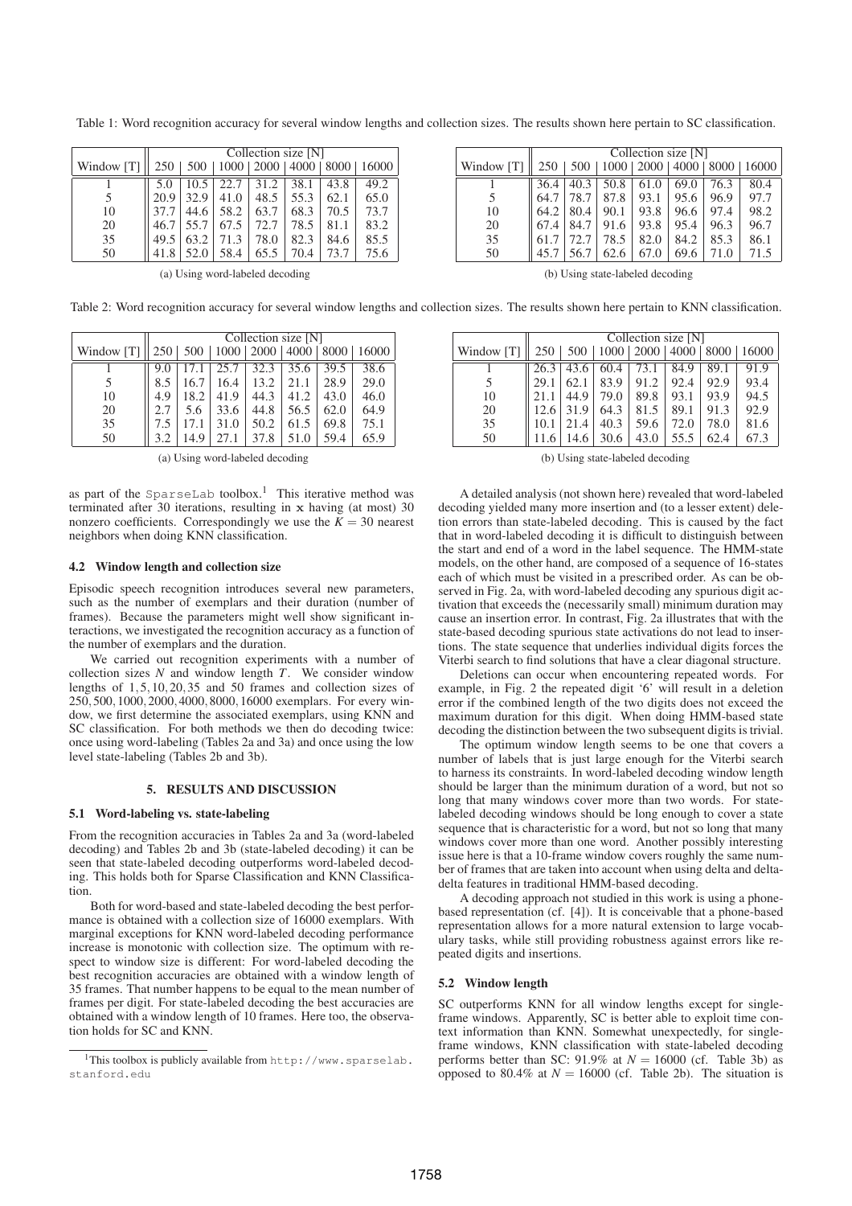Table 1: Word recognition accuracy for several window lengths and collection sizes. The results shown here pertain to SC classification.

| Window [T] | Collection size [N] | | | | | | |
|---|---|---|---|---|---|---|---|
| | 250 | 500 | 1000 | 2000 | 4000 | 8000 | 16000 |
| 1 | 5.0 | 10.5 | 22.7 | 31.2 | 38.1 | 43.8 | 49.2 |
| 5 | 20.9 | 32.9 | 41.0 | 48.5 | 55.3 | 62.1 | 65.0 |
| 10 | 37.7 | 44.6 | 58.2 | 63.7 | 68.3 | 70.5 | 73.7 |
| 20 | 46.7 | 55.7 | 67.5 | 72.7 | 78.5 | 81.1 | 83.2 |
| 35 | 49.5 | 63.2 | 71.3 | 78.0 | 82.3 | 84.6 | 85.5 |
| 50 | 41.8 | 52.0 | 58.4 | 65.5 | 70.4 | 73.7 | 75.6 |

(a) Using word-labeled decoding

| Window [T] | Collection size [N] | | | | | | |
|---|---|---|---|---|---|---|---|
| | 250 | 500 | 1000 | 2000 | 4000 | 8000 | 16000 |
| 1 | 36.4 | 40.3 | 50.8 | 61.0 | 69.0 | 76.3 | 80.4 |
| 5 | 64.7 | 78.7 | 87.8 | 93.1 | 95.6 | 96.9 | 97.7 |
| 10 | 64.2 | 80.4 | 90.1 | 93.8 | 96.6 | 97.4 | 98.2 |
| 20 | 67.4 | 84.7 | 91.6 | 93.8 | 95.4 | 96.3 | 96.7 |
| 35 | 61.7 | 72.7 | 78.5 | 82.0 | 84.2 | 85.3 | 86.1 |
| 50 | 45.7 | 56.7 | 62.6 | 67.0 | 69.6 | 71.0 | 71.5 |

(b) Using state-labeled decoding

Table 2: Word recognition accuracy for several window lengths and collection sizes. The results shown here pertain to KNN classification.

| Window [T] | Collection size [N] | | | | | | |
|---|---|---|---|---|---|---|---|
| | 250 | 500 | 1000 | 2000 | 4000 | 8000 | 16000 |
| 1 | 9.0 | 17.1 | 25.7 | 32.3 | 35.6 | 39.5 | 38.6 |
| 5 | 8.5 | 16.7 | 16.4 | 13.2 | 21.1 | 28.9 | 29.0 |
| 10 | 4.9 | 18.2 | 41.9 | 44.3 | 41.2 | 43.0 | 46.0 |
| 20 | 2.7 | 5.6 | 33.6 | 44.8 | 56.5 | 62.0 | 64.9 |
| 35 | 7.5 | 17.1 | 31.0 | 50.2 | 61.5 | 69.8 | 75.1 |
| 50 | 3.2 | 14.9 | 27.1 | 37.8 | 51.0 | 59.4 | 65.9 |

(a) Using word-labeled decoding

| Window [T] | Collection size [N] | | | | | | |
|---|---|---|---|---|---|---|---|
| | 250 | 500 | 1000 | 2000 | 4000 | 8000 | 16000 |
| 1 | 26.3 | 43.6 | 60.4 | 73.1 | 84.9 | 89.1 | 91.9 |
| 5 | 29.1 | 62.1 | 83.9 | 91.2 | 92.4 | 92.9 | 93.4 |
| 10 | 21.1 | 44.9 | 79.0 | 89.8 | 93.1 | 93.9 | 94.5 |
| 20 | 12.6 | 31.9 | 64.3 | 81.5 | 89.1 | 91.3 | 92.9 |
| 35 | 10.1 | 21.4 | 40.3 | 59.6 | 72.0 | 78.0 | 81.6 |
| 50 | 11.6 | 14.6 | 30.6 | 43.0 | 55.5 | 62.4 | 67.3 |

(b) Using state-labeled decoding

as part of the SparseLab toolbox.[1] This iterative method was terminated after 30 iterations, resulting in $\mathbf{x}$ having (at most) 30 nonzero coefficients. Correspondingly we use the $K = 30$ nearest neighbors when doing KNN classification.

### 4.2 Window length and collection size

Episodic speech recognition introduces several new parameters, such as the number of exemplars and their duration (number of frames). Because the parameters might well show significant interactions, we investigated the recognition accuracy as a function of the number of exemplars and the duration.

We carried out recognition experiments with a number of collection sizes $N$ and window length $T$. We consider window lengths of $1, 5, 10, 20, 35$ and $50$ frames and collection sizes of $250, 500, 1000, 2000, 4000, 8000, 16000$ exemplars. For every window, we first determine the associated exemplars, using KNN and SC classification. For both methods we then do decoding twice: once using word-labeling (Tables 2a and 3a) and once using the low level state-labeling (Tables 2b and 3b).

## 5. RESULTS AND DISCUSSION

### 5.1 Word-labeling vs. state-labeling

From the recognition accuracies in Tables 2a and 3a (word-labeled decoding) and Tables 2b and 3b (state-labeled decoding) it can be seen that state-labeled decoding outperforms word-labeled decoding. This holds both for Sparse Classification and KNN Classification.

Both for word-based and state-labeled decoding the best performance is obtained with a collection size of 16000 exemplars. With marginal exceptions for KNN word-labeled decoding performance increase is monotonic with collection size. The optimum with respect to window size is different: For word-labeled decoding the best recognition accuracies are obtained with a window length of 35 frames. That number happens to be equal to the mean number of frames per digit. For state-labeled decoding the best accuracies are obtained with a window length of 10 frames. Here too, the observation holds for SC and KNN.

A detailed analysis (not shown here) revealed that word-labeled decoding yielded many more insertion and (to a lesser extent) deletion errors than state-labeled decoding. This is caused by the fact that in word-labeled decoding it is difficult to distinguish between the start and end of a word in the label sequence. The HMM-state models, on the other hand, are composed of a sequence of 16-states each of which must be visited in a prescribed order. As can be observed in Fig. 2a, with word-labeled decoding any spurious digit activation that exceeds the (necessarily small) minimum duration may cause an insertion error. In contrast, Fig. 2a illustrates that with the state-based decoding spurious state activations do not lead to insertions. The state sequence that underlies individual digits forces the Viterbi search to find solutions that have a clear diagonal structure.

Deletions can occur when encountering repeated words. For example, in Fig. 2 the repeated digit '6' will result in a deletion error if the combined length of the two digits does not exceed the maximum duration for this digit. When doing HMM-based state decoding the distinction between the two subsequent digits is trivial.

The optimum window length seems to be one that covers a number of labels that is just large enough for the Viterbi search to harness its constraints. In word-labeled decoding window length should be larger than the minimum duration of a word, but not so long that many windows cover more than two words. For state-labeled decoding windows should be long enough to cover a state sequence that is characteristic for a word, but not so long that many windows cover more than one word. Another possibly interesting issue here is that a 10-frame window covers roughly the same number of frames that are taken into account when using delta and delta-delta features in traditional HMM-based decoding.

A decoding approach not studied in this work is using a phone-based representation (cf. [4]). It is conceivable that a phone-based representation allows for a more natural extension to large vocabulary tasks, while still providing robustness against errors like repeated digits and insertions.

### 5.2 Window length

SC outperforms KNN for all window lengths except for single-frame windows. Apparently, SC is better able to exploit time context information than KNN. Somewhat unexpectedly, for single-frame windows, KNN classification with state-labeled decoding performs better than SC: 91.9% at $N = 16000$ (cf. Table 3b) as opposed to 80.4% at $N = 16000$ (cf. Table 2b). The situation is

[1] This toolbox is publicly available from http://www.sparselab.stanford.edu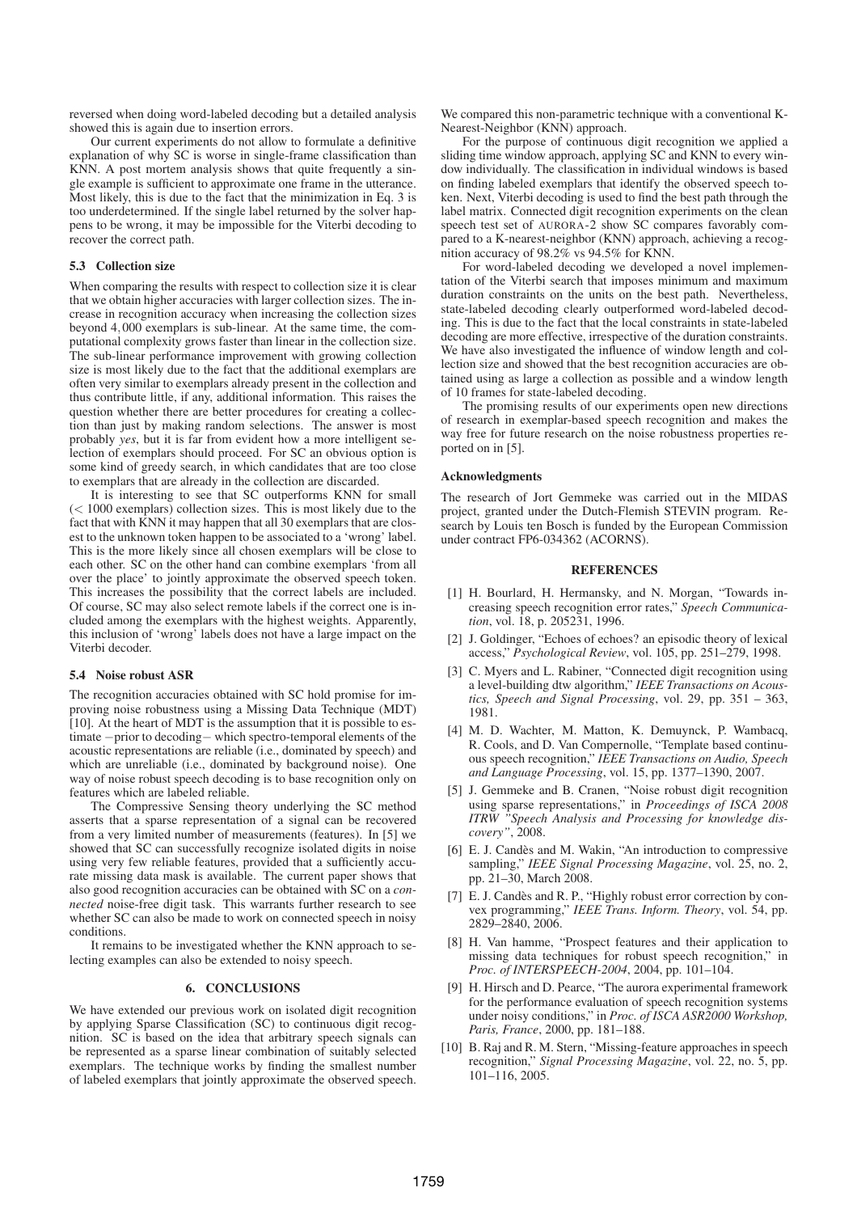reversed when doing word-labeled decoding but a detailed analysis showed this is again due to insertion errors.

Our current experiments do not allow to formulate a definitive explanation of why SC is worse in single-frame classification than KNN. A post mortem analysis shows that quite frequently a single example is sufficient to approximate one frame in the utterance. Most likely, this is due to the fact that the minimization in Eq. 3 is too underdetermined. If the single label returned by the solver happens to be wrong, it may be impossible for the Viterbi decoding to recover the correct path.

### 5.3 Collection size

When comparing the results with respect to collection size it is clear that we obtain higher accuracies with larger collection sizes. The increase in recognition accuracy when increasing the collection sizes beyond 4,000 exemplars is sub-linear. At the same time, the computational complexity grows faster than linear in the collection size. The sub-linear performance improvement with growing collection size is most likely due to the fact that the additional exemplars are often very similar to exemplars already present in the collection and thus contribute little, if any, additional information. This raises the question whether there are better procedures for creating a collection than just by making random selections. The answer is most probably *yes*, but it is far from evident how a more intelligent selection of exemplars should proceed. For SC an obvious option is some kind of greedy search, in which candidates that are too close to exemplars that are already in the collection are discarded.

It is interesting to see that SC outperforms KNN for small ($<$ 1000 exemplars) collection sizes. This is most likely due to the fact that with KNN it may happen that all 30 exemplars that are closest to the unknown token happen to be associated to a 'wrong' label. This is the more likely since all chosen exemplars will be close to each other. SC on the other hand can combine exemplars 'from all over the place' to jointly approximate the observed speech token. This increases the possibility that the correct labels are included. Of course, SC may also select remote labels if the correct one is included among the exemplars with the highest weights. Apparently, this inclusion of 'wrong' labels does not have a large impact on the Viterbi decoder.

### 5.4 Noise robust ASR

The recognition accuracies obtained with SC hold promise for improving noise robustness using a Missing Data Technique (MDT) [10]. At the heart of MDT is the assumption that it is possible to estimate −prior to decoding− which spectro-temporal elements of the acoustic representations are reliable (i.e., dominated by speech) and which are unreliable (i.e., dominated by background noise). One way of noise robust speech decoding is to base recognition only on features which are labeled reliable.

The Compressive Sensing theory underlying the SC method asserts that a sparse representation of a signal can be recovered from a very limited number of measurements (features). In [5] we showed that SC can successfully recognize isolated digits in noise using very few reliable features, provided that a sufficiently accurate missing data mask is available. The current paper shows that also good recognition accuracies can be obtained with SC on a *connected* noise-free digit task. This warrants further research to see whether SC can also be made to work on connected speech in noisy conditions.

It remains to be investigated whether the KNN approach to selecting examples can also be extended to noisy speech.

## 6. CONCLUSIONS

We have extended our previous work on isolated digit recognition by applying Sparse Classification (SC) to continuous digit recognition. SC is based on the idea that arbitrary speech signals can be represented as a sparse linear combination of suitably selected exemplars. The technique works by finding the smallest number of labeled exemplars that jointly approximate the observed speech. We compared this non-parametric technique with a conventional K-Nearest-Neighbor (KNN) approach.

For the purpose of continuous digit recognition we applied a sliding time window approach, applying SC and KNN to every window individually. The classification in individual windows is based on finding labeled exemplars that identify the observed speech token. Next, Viterbi decoding is used to find the best path through the label matrix. Connected digit recognition experiments on the clean speech test set of AURORA-2 show SC compares favorably compared to a K-nearest-neighbor (KNN) approach, achieving a recognition accuracy of 98.2% vs 94.5% for KNN.

For word-labeled decoding we developed a novel implementation of the Viterbi search that imposes minimum and maximum duration constraints on the units on the best path. Nevertheless, state-labeled decoding clearly outperformed word-labeled decoding. This is due to the fact that the local constraints in state-labeled decoding are more effective, irrespective of the duration constraints. We have also investigated the influence of window length and collection size and showed that the best recognition accuracies are obtained using as large a collection as possible and a window length of 10 frames for state-labeled decoding.

The promising results of our experiments open new directions of research in exemplar-based speech recognition and makes the way free for future research on the noise robustness properties reported on in [5].

### Acknowledgments

The research of Jort Gemmeke was carried out in the MIDAS project, granted under the Dutch-Flemish STEVIN program. Research by Louis ten Bosch is funded by the European Commission under contract FP6-034362 (ACORNS).

## REFERENCES

[1] H. Bourlard, H. Hermansky, and N. Morgan, "Towards increasing speech recognition error rates," *Speech Communication*, vol. 18, p. 205231, 1996.

[2] J. Goldinger, "Echoes of echoes? an episodic theory of lexical access," *Psychological Review*, vol. 105, pp. 251–279, 1998.

[3] C. Myers and L. Rabiner, "Connected digit recognition using a level-building dtw algorithm," *IEEE Transactions on Acoustics, Speech and Signal Processing*, vol. 29, pp. 351 – 363, 1981.

[4] M. D. Wachter, M. Matton, K. Demuynck, P. Wambacq, R. Cools, and D. Van Compernolle, "Template based continuous speech recognition," *IEEE Transactions on Audio, Speech and Language Processing*, vol. 15, pp. 1377–1390, 2007.

[5] J. Gemmeke and B. Cranen, "Noise robust digit recognition using sparse representations," in *Proceedings of ISCA 2008 ITRW "Speech Analysis and Processing for knowledge discovery"*, 2008.

[6] E. J. Candès and M. Wakin, "An introduction to compressive sampling," *IEEE Signal Processing Magazine*, vol. 25, no. 2, pp. 21–30, March 2008.

[7] E. J. Candès and R. P., "Highly robust error correction by convex programming," *IEEE Trans. Inform. Theory*, vol. 54, pp. 2829–2840, 2006.

[8] H. Van hamme, "Prospect features and their application to missing data techniques for robust speech recognition," in *Proc. of INTERSPEECH-2004*, 2004, pp. 101–104.

[9] H. Hirsch and D. Pearce, "The aurora experimental framework for the performance evaluation of speech recognition systems under noisy conditions," in *Proc. of ISCA ASR2000 Workshop, Paris, France*, 2000, pp. 181–188.

[10] B. Raj and R. M. Stern, "Missing-feature approaches in speech recognition," *Signal Processing Magazine*, vol. 22, no. 5, pp. 101–116, 2005.